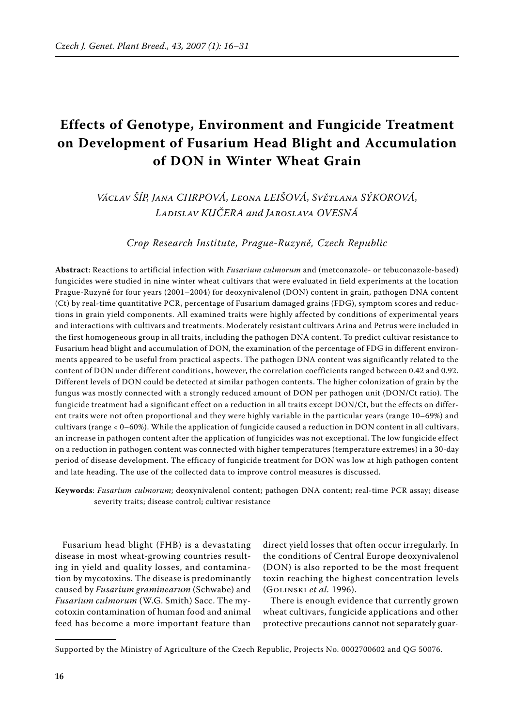# Effects of Genotype, Environment and Fungicide Treatment on Development of Fusarium Head Blight and Accumulation of DON in Winter Wheat Grain

Václav ŠÍP, Jana CHRPOVÁ, Leona LEIŠOVÁ, Světlana SÝKOROVÁ, Ladislav KUČERA and Jaroslava OVESNÁ

*Crop Research Institute, Prague-Ruzyně, Czech Republic*

**Abstract**: Reactions to artificial infection with *Fusarium culmorum* and (metconazole- or tebuconazole-based) fungicides were studied in nine winter wheat cultivars that were evaluated in field experiments at the location Prague-Ruzyně for four years (2001–2004) for deoxynivalenol (DON) content in grain, pathogen DNA content (Ct) by real-time quantitative PCR, percentage of Fusarium damaged grains (FDG), symptom scores and reductions in grain yield components. All examined traits were highly affected by conditions of experimental years and interactions with cultivars and treatments. Moderately resistant cultivars Arina and Petrus were included in the first homogeneous group in all traits, including the pathogen DNA content. To predict cultivar resistance to Fusarium head blight and accumulation of DON, the examination of the percentage of FDG in different environments appeared to be useful from practical aspects. The pathogen DNA content was significantly related to the content of DON under different conditions, however, the correlation coefficients ranged between 0.42 and 0.92. Different levels of DON could be detected at similar pathogen contents. The higher colonization of grain by the fungus was mostly connected with a strongly reduced amount of DON per pathogen unit (DON/Ct ratio). The fungicide treatment had a significant effect on a reduction in all traits except DON/Ct, but the effects on different traits were not often proportional and they were highly variable in the particular years (range 10–69%) and cultivars (range < 0–60%). While the application of fungicide caused a reduction in DON content in all cultivars, an increase in pathogen content after the application of fungicides was not exceptional. The low fungicide effect on a reduction in pathogen content was connected with higher temperatures (temperature extremes) in a 30-day period of disease development. The efficacy of fungicide treatment for DON was low at high pathogen content and late heading. The use of the collected data to improve control measures is discussed.

**Keywords**: *Fusarium culmorum*; deoxynivalenol content; pathogen DNA content; real-time PCR assay; disease severity traits; disease control; cultivar resistance

Fusarium head blight (FHB) is a devastating disease in most wheat-growing countries resulting in yield and quality losses, and contamination by mycotoxins. The disease is predominantly caused by *Fusarium graminearum* (Schwabe) and *Fusarium culmorum* (W.G. Smith) Sacc. The mycotoxin contamination of human food and animal feed has become a more important feature than direct yield losses that often occur irregularly. In the conditions of Central Europe deoxynivalenol (DON) is also reported to be the most frequent toxin reaching the highest concentration levels (Golinski *et al.* 1996).

There is enough evidence that currently grown wheat cultivars, fungicide applications and other protective precautions cannot not separately guar-

Supported by the Ministry of Agriculture of the Czech Republic, Projects No. 0002700602 and QG 50076.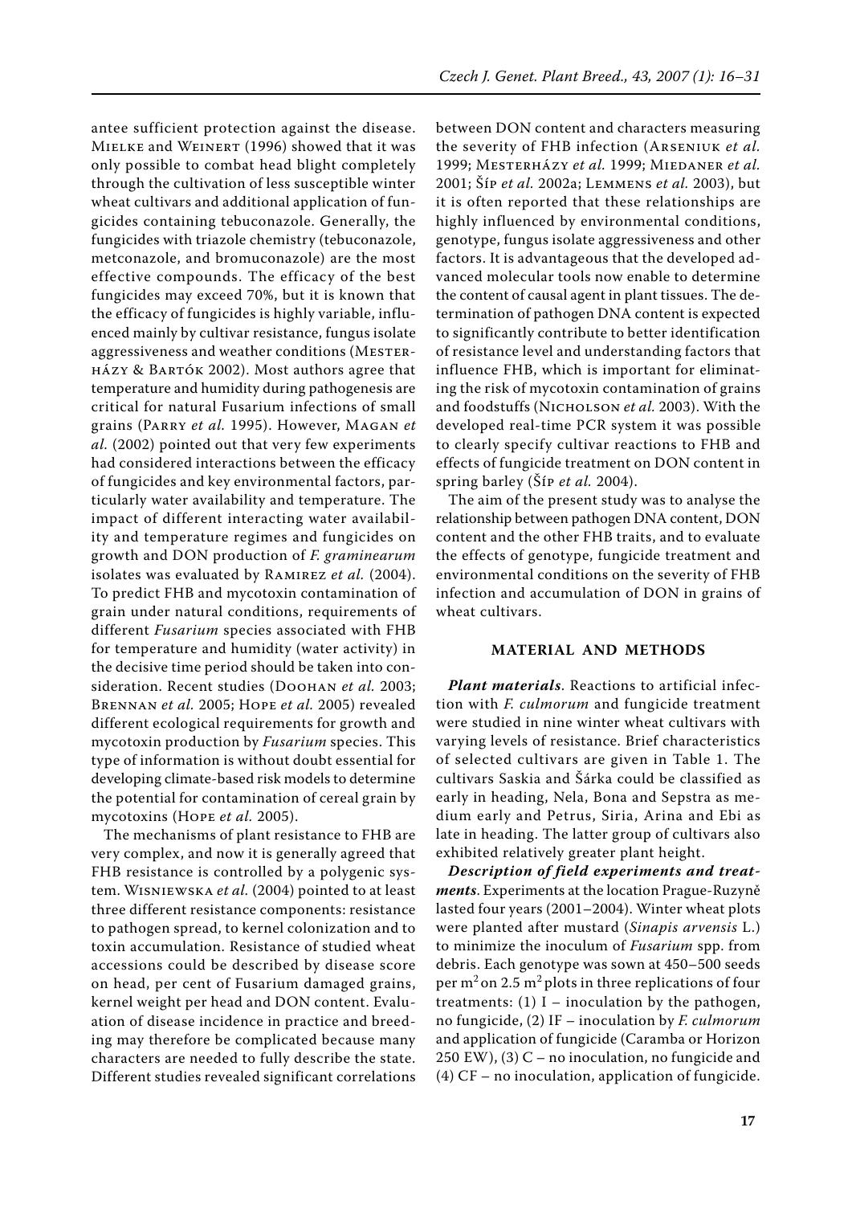antee sufficient protection against the disease. Mielke and Weinert (1996) showed that it was only possible to combat head blight completely through the cultivation of less susceptible winter wheat cultivars and additional application of fungicides containing tebuconazole. Generally, the fungicides with triazole chemistry (tebuconazole, metconazole, and bromuconazole) are the most effective compounds. The efficacy of the best fungicides may exceed 70%, but it is known that the efficacy of fungicides is highly variable, influenced mainly by cultivar resistance, fungus isolate aggressiveness and weather conditions (Mesterházy & Bartók 2002). Most authors agree that temperature and humidity during pathogenesis are critical for natural Fusarium infections of small grains (Parry *et al.* 1995). However, Magan *et al.* (2002) pointed out that very few experiments had considered interactions between the efficacy of fungicides and key environmental factors, particularly water availability and temperature. The impact of different interacting water availability and temperature regimes and fungicides on growth and DON production of *F. graminearum* isolates was evaluated by Ramirez *et al.* (2004). To predict FHB and mycotoxin contamination of grain under natural conditions, requirements of different *Fusarium* species associated with FHB for temperature and humidity (water activity) in the decisive time period should be taken into consideration. Recent studies (Doohan *et al.* 2003; Brennan *et al.* 2005; Hope *et al.* 2005) revealed different ecological requirements for growth and mycotoxin production by *Fusarium* species. This type of information is without doubt essential for developing climate-based risk models to determine the potential for contamination of cereal grain by mycotoxins (Hope *et al.* 2005).

The mechanisms of plant resistance to FHB are very complex, and now it is generally agreed that FHB resistance is controlled by a polygenic system. Wisniewska *et al.* (2004) pointed to at least three different resistance components: resistance to pathogen spread, to kernel colonization and to toxin accumulation. Resistance of studied wheat accessions could be described by disease score on head, per cent of Fusarium damaged grains, kernel weight per head and DON content. Evaluation of disease incidence in practice and breeding may therefore be complicated because many characters are needed to fully describe the state. Different studies revealed significant correlations between DON content and characters measuring the severity of FHB infection (Arseniuk *et al.* 1999; Mesterházy *et al.* 1999; Miedaner *et al.* 2001; Šíp *et al.* 2002a; Lemmens *et al.* 2003), but it is often reported that these relationships are highly influenced by environmental conditions, genotype, fungus isolate aggressiveness and other factors. It is advantageous that the developed advanced molecular tools now enable to determine the content of causal agent in plant tissues. The determination of pathogen DNA content is expected to significantly contribute to better identification of resistance level and understanding factors that influence FHB, which is important for eliminating the risk of mycotoxin contamination of grains and foodstuffs (Nicholson *et al.* 2003). With the developed real-time PCR system it was possible to clearly specify cultivar reactions to FHB and effects of fungicide treatment on DON content in spring barley (Šíp *et al.* 2004).

The aim of the present study was to analyse the relationship between pathogen DNA content, DON content and the other FHB traits, and to evaluate the effects of genotype, fungicide treatment and environmental conditions on the severity of FHB infection and accumulation of DON in grains of wheat cultivars.

## MATERIAL AND METHODS

***Plant materials***. Reactions to artificial infection with *F. culmorum* and fungicide treatment were studied in nine winter wheat cultivars with varying levels of resistance. Brief characteristics of selected cultivars are given in Table 1. The cultivars Saskia and Šárka could be classified as early in heading, Nela, Bona and Sepstra as medium early and Petrus, Siria, Arina and Ebi as late in heading. The latter group of cultivars also exhibited relatively greater plant height.

***Description of field experiments and treatments***. Experiments at the location Prague-Ruzyně lasted four years (2001–2004). Winter wheat plots were planted after mustard (*Sinapis arvensis* L.) to minimize the inoculum of *Fusarium* spp. from debris. Each genotype was sown at 450–500 seeds per $m^2$ on 2.5 $m^2$ plots in three replications of four treatments: (1) I – inoculation by the pathogen, no fungicide, (2) IF – inoculation by *F. culmorum* and application of fungicide (Caramba or Horizon 250 EW), (3) C – no inoculation, no fungicide and (4) CF – no inoculation, application of fungicide.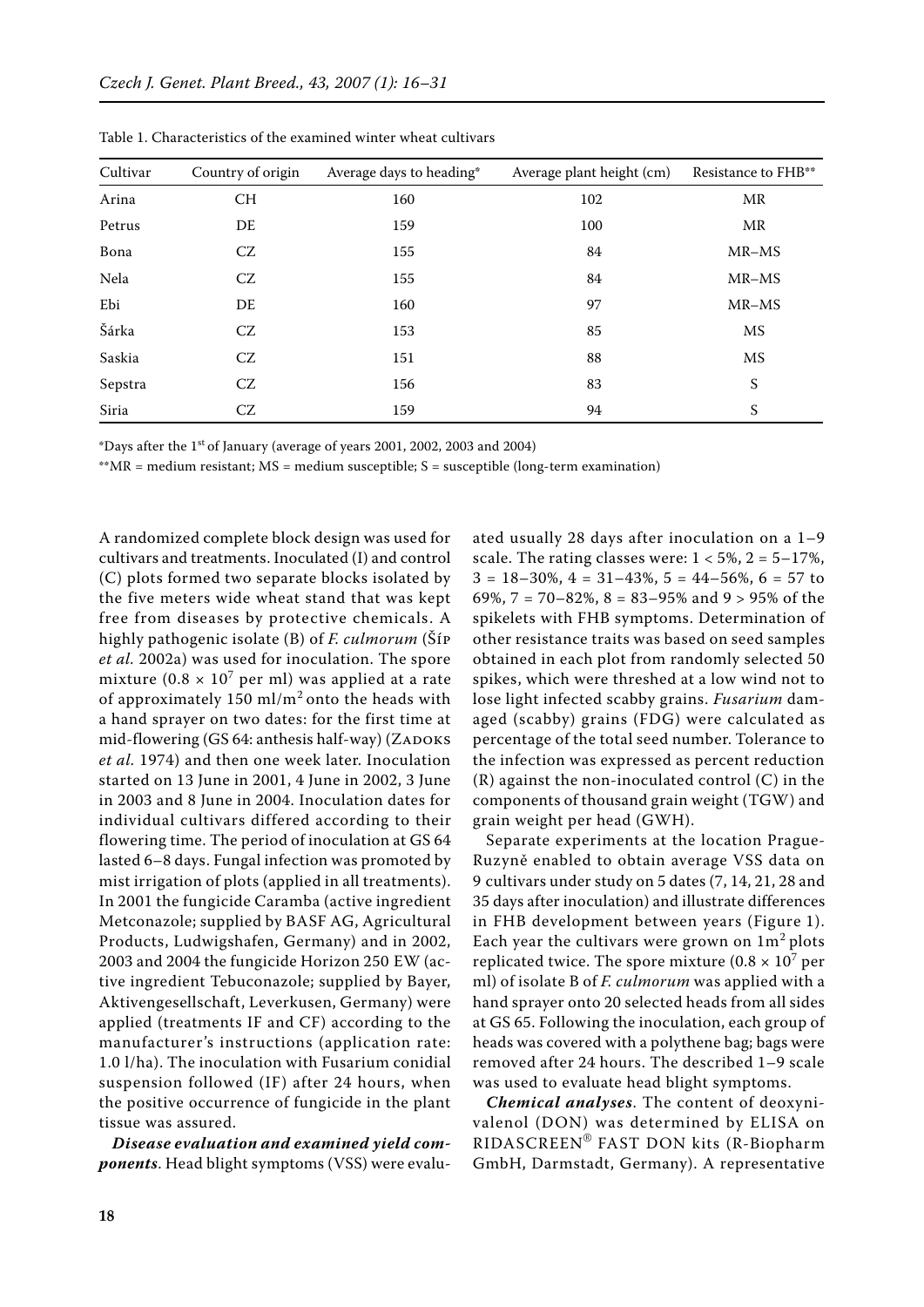Table 1. Characteristics of the examined winter wheat cultivars

| Cultivar | Country of origin | Average days to heading* | Average plant height (cm) | Resistance to FHB** |
|---|---|---|---|---|
| Arina | CH | 160 | 102 | MR |
| Petrus | DE | 159 | 100 | MR |
| Bona | CZ | 155 | 84 | MR–MS |
| Nela | CZ | 155 | 84 | MR–MS |
| Ebi | DE | 160 | 97 | MR–MS |
| Šárka | CZ | 153 | 85 | MS |
| Saskia | CZ | 151 | 88 | MS |
| Sepstra | CZ | 156 | 83 | S |
| Siria | CZ | 159 | 94 | S |

*Days after the $1^{st}$ of January (average of years 2001, 2002, 2003 and 2004)

**MR = medium resistant; MS = medium susceptible; S = susceptible (long-term examination)

A randomized complete block design was used for cultivars and treatments. Inoculated (I) and control (C) plots formed two separate blocks isolated by the five meters wide wheat stand that was kept free from diseases by protective chemicals. A highly pathogenic isolate (B) of *F. culmorum* (Šíp *et al.* 2002a) was used for inoculation. The spore mixture ($0.8 \times 10^7$ per ml) was applied at a rate of approximately 150 ml/$m^2$ onto the heads with a hand sprayer on two dates: for the first time at mid-flowering (GS 64: anthesis half-way) (Zadoks *et al.* 1974) and then one week later. Inoculation started on 13 June in 2001, 4 June in 2002, 3 June in 2003 and 8 June in 2004. Inoculation dates for individual cultivars differed according to their flowering time. The period of inoculation at GS 64 lasted 6–8 days. Fungal infection was promoted by mist irrigation of plots (applied in all treatments). In 2001 the fungicide Caramba (active ingredient Metconazole; supplied by BASF AG, Agricultural Products, Ludwigshafen, Germany) and in 2002, 2003 and 2004 the fungicide Horizon 250 EW (active ingredient Tebuconazole; supplied by Bayer, Aktivengesellschaft, Leverkusen, Germany) were applied (treatments IF and CF) according to the manufacturer's instructions (application rate: 1.0 l/ha). The inoculation with Fusarium conidial suspension followed (IF) after 24 hours, when the positive occurrence of fungicide in the plant tissue was assured.

***Disease evaluation and examined yield components***. Head blight symptoms (VSS) were evaluated usually 28 days after inoculation on a 1–9 scale. The rating classes were: 1 < 5%, 2 = 5–17%, 3 = 18–30%, 4 = 31–43%, 5 = 44–56%, 6 = 57 to 69%, 7 = 70–82%, 8 = 83–95% and 9 > 95% of the spikelets with FHB symptoms. Determination of other resistance traits was based on seed samples obtained in each plot from randomly selected 50 spikes, which were threshed at a low wind not to lose light infected scabby grains. *Fusarium* damaged (scabby) grains (FDG) were calculated as percentage of the total seed number. Tolerance to the infection was expressed as percent reduction (R) against the non-inoculated control (C) in the components of thousand grain weight (TGW) and grain weight per head (GWH).

Separate experiments at the location Prague-Ruzyně enabled to obtain average VSS data on 9 cultivars under study on 5 dates (7, 14, 21, 28 and 35 days after inoculation) and illustrate differences in FHB development between years (Figure 1). Each year the cultivars were grown on 1$m^2$ plots replicated twice. The spore mixture ($0.8 \times 10^7$ per ml) of isolate B of *F. culmorum* was applied with a hand sprayer onto 20 selected heads from all sides at GS 65. Following the inoculation, each group of heads was covered with a polythene bag; bags were removed after 24 hours. The described 1–9 scale was used to evaluate head blight symptoms.

***Chemical analyses***. The content of deoxynivalenol (DON) was determined by ELISA on RIDASCREEN® FAST DON kits (R-Biopharm GmbH, Darmstadt, Germany). A representative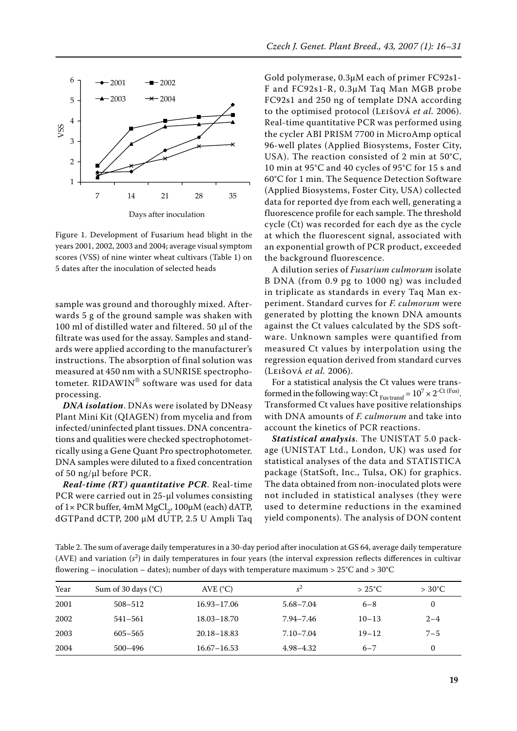Figure 1. Development of Fusarium head blight in the years 2001, 2002, 2003 and 2004; average visual symptom scores (VSS) of nine winter wheat cultivars (Table 1) on 5 dates after the inoculation of selected heads

sample was ground and thoroughly mixed. Afterwards 5 g of the ground sample was shaken with 100 ml of distilled water and filtered. 50 μl of the filtrate was used for the assay. Samples and standards were applied according to the manufacturer's instructions. The absorption of final solution was measured at 450 nm with a SUNRISE spectrophotometer. RIDAWIN® software was used for data processing.

***DNA isolation***. DNAs were isolated by DNeasy Plant Mini Kit (QIAGEN) from mycelia and from infected/uninfected plant tissues. DNA concentrations and qualities were checked spectrophotometrically using a Gene Quant Pro spectrophotometer. DNA samples were diluted to a fixed concentration of 50 ng/μl before PCR.

***Real-time (RT) quantitative PCR***. Real-time PCR were carried out in 25-μl volumes consisting of 1× PCR buffer, 4mM $MgCl_2$, 100μM (each) dATP, dGTPand dCTP, 200 μM dUTP, 2.5 U Ampli Taq Gold polymerase, 0.3μM each of primer FC92s1-F and FC92s1-R, 0.3μM Taq Man MGB probe FC92s1 and 250 ng of template DNA according to the optimised protocol (Leišová *et al.* 2006). Real-time quantitative PCR was performed using the cycler ABI PRISM 7700 in MicroAmp optical 96-well plates (Applied Biosystems, Foster City, USA). The reaction consisted of 2 min at 50°C, 10 min at 95°C and 40 cycles of 95°C for 15 s and 60°C for 1 min. The Sequence Detection Software (Applied Biosystems, Foster City, USA) collected data for reported dye from each well, generating a fluorescence profile for each sample. The threshold cycle (Ct) was recorded for each dye as the cycle at which the fluorescent signal, associated with an exponential growth of PCR product, exceeded the background fluorescence.

A dilution series of *Fusarium culmorum* isolate B DNA (from 0.9 pg to 1000 ng) was included in triplicate as standards in every Taq Man experiment. Standard curves for *F. culmorum* were generated by plotting the known DNA amounts against the Ct values calculated by the SDS software. Unknown samples were quantified from measured Ct values by interpolation using the regression equation derived from standard curves (Leišová *et al.* 2006).

For a statistical analysis the Ct values were transformed in the following way: $Ct_{\text{Fus transf}} = 10^7 \times 2^{-Ct\,(\text{Fus})}$. Transformed Ct values have positive relationships with DNA amounts of *F. culmorum* and take into account the kinetics of PCR reactions.

***Statistical analysis***. The UNISTAT 5.0 package (UNISTAT Ltd., London, UK) was used for statistical analyses of the data and STATISTICA package (StatSoft, Inc., Tulsa, OK) for graphics. The data obtained from non-inoculated plots were not included in statistical analyses (they were used to determine reductions in the examined yield components). The analysis of DON content

Table 2. The sum of average daily temperatures in a 30-day period after inoculation at GS 64, average daily temperature (AVE) and variation ($s^2$) in daily temperatures in four years (the interval expression reflects differences in cultivar flowering – inoculation – dates); number of days with temperature maximum > 25°C and > 30°C

| Year | Sum of 30 days (°C) | AVE (°C) | $s^2$ | > 25°C | > 30°C |
|---|---|---|---|---|---|
| 2001 | 508–512 | 16.93–17.06 | 5.68–7.04 | 6–8 | 0 |
| 2002 | 541–561 | 18.03–18.70 | 7.94–7.46 | 10–13 | 2–4 |
| 2003 | 605–565 | 20.18–18.83 | 7.10–7.04 | 19–12 | 7–5 |
| 2004 | 500–496 | 16.67–16.53 | 4.98–4.32 | 6–7 | 0 |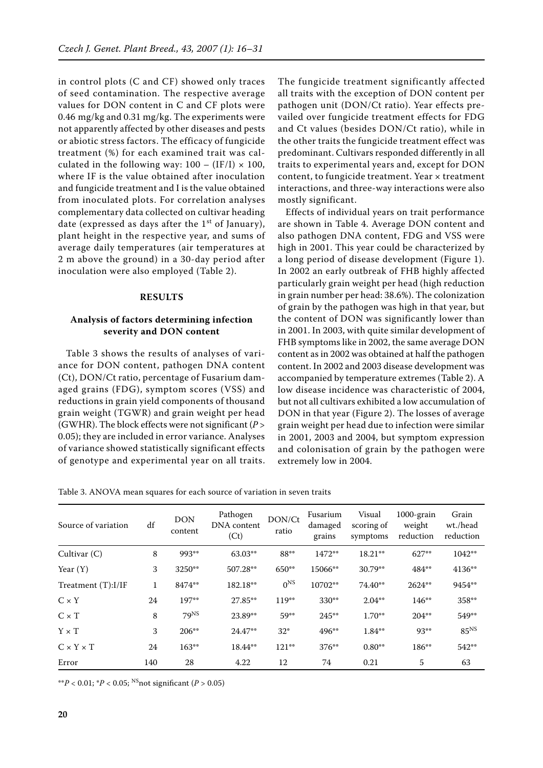in control plots (C and CF) showed only traces of seed contamination. The respective average values for DON content in C and CF plots were 0.46 mg/kg and 0.31 mg/kg. The experiments were not apparently affected by other diseases and pests or abiotic stress factors. The efficacy of fungicide treatment (%) for each examined trait was calculated in the following way: $100 - (IF/I) \times 100$, where IF is the value obtained after inoculation and fungicide treatment and I is the value obtained from inoculated plots. For correlation analyses complementary data collected on cultivar heading date (expressed as days after the 1st of January), plant height in the respective year, and sums of average daily temperatures (air temperatures at 2 m above the ground) in a 30-day period after inoculation were also employed (Table 2).

## RESULTS

### Analysis of factors determining infection severity and DON content

Table 3 shows the results of analyses of variance for DON content, pathogen DNA content (Ct), DON/Ct ratio, percentage of Fusarium damaged grains (FDG), symptom scores (VSS) and reductions in grain yield components of thousand grain weight (TGWR) and grain weight per head (GWHR). The block effects were not significant ($P > 0.05$); they are included in error variance. Analyses of variance showed statistically significant effects of genotype and experimental year on all traits. The fungicide treatment significantly affected all traits with the exception of DON content per pathogen unit (DON/Ct ratio). Year effects prevailed over fungicide treatment effects for FDG and Ct values (besides DON/Ct ratio), while in the other traits the fungicide treatment effect was predominant. Cultivars responded differently in all traits to experimental years and, except for DON content, to fungicide treatment. Year × treatment interactions, and three-way interactions were also mostly significant.

Effects of individual years on trait performance are shown in Table 4. Average DON content and also pathogen DNA content, FDG and VSS were high in 2001. This year could be characterized by a long period of disease development (Figure 1). In 2002 an early outbreak of FHB highly affected particularly grain weight per head (high reduction in grain number per head: 38.6%). The colonization of grain by the pathogen was high in that year, but the content of DON was significantly lower than in 2001. In 2003, with quite similar development of FHB symptoms like in 2002, the same average DON content as in 2002 was obtained at half the pathogen content. In 2002 and 2003 disease development was accompanied by temperature extremes (Table 2). A low disease incidence was characteristic of 2004, but not all cultivars exhibited a low accumulation of DON in that year (Figure 2). The losses of average grain weight per head due to infection were similar in 2001, 2003 and 2004, but symptom expression and colonisation of grain by the pathogen were extremely low in 2004.

Table 3. ANOVA mean squares for each source of variation in seven traits

| Source of variation | df | DON content | Pathogen DNA content (Ct) | DON/Ct ratio | Fusarium damaged grains | Visual scoring of symptoms | 1000-grain weight reduction | Grain wt./head reduction |
|---|---|---|---|---|---|---|---|---|
| Cultivar (C) | 8 | 993** | 63.03** | 88** | 1472** | 18.21** | 627** | 1042** |
| Year (Y) | 3 | 3250** | 507.28** | 650** | 15066** | 30.79** | 484** | 4136** |
| Treatment (T):I/IF | 1 | 8474** | 182.18** | 0$^{NS}$ | 10702** | 74.40** | 2624** | 9454** |
| C × Y | 24 | 197** | 27.85** | 119** | 330** | 2.04** | 146** | 358** |
| C × T | 8 | 79$^{NS}$ | 23.89** | 59** | 245** | 1.70** | 204** | 549** |
| Y × T | 3 | 206** | 24.47** | 32* | 496** | 1.84** | 93** | 85$^{NS}$ |
| C × Y × T | 24 | 163** | 18.44** | 121** | 376** | 0.80** | 186** | 542** |
| Error | 140 | 28 | 4.22 | 12 | 74 | 0.21 | 5 | 63 |

**$P < 0.01$; *$P < 0.05$; $^{NS}$not significant ($P > 0.05$)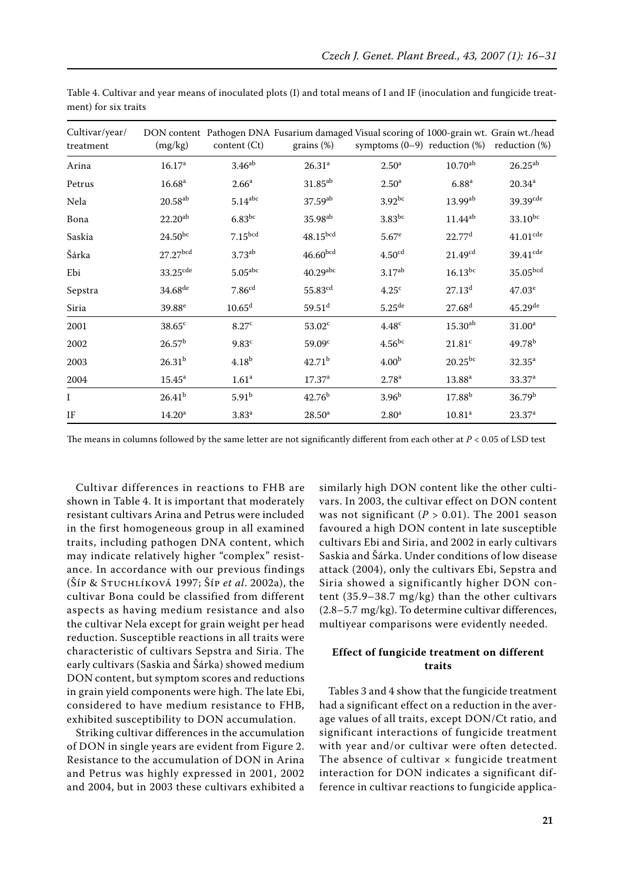Table 4. Cultivar and year means of inoculated plots (I) and total means of I and IF (inoculation and fungicide treatment) for six traits

| Cultivar/year/ treatment | DON content (mg/kg) | Pathogen DNA content (Ct) | Fusarium damaged grains (%) | Visual scoring of symptoms (0–9) | 1000-grain wt. reduction (%) | Grain wt./head reduction (%) |
|---|---|---|---|---|---|---|
| Arina | 16.17[a] | 3.46[ab] | 26.31[a] | 2.50[a] | 10.70[ab] | 26.25[ab] |
| Petrus | 16.68[a] | 2.66[a] | 31.85[ab] | 2.50[a] | 6.88[a] | 20.34[a] |
| Nela | 20.58[ab] | 5.14[abc] | 37.59[ab] | 3.92[bc] | 13.99[ab] | 39.39[cde] |
| Bona | 22.20[ab] | 6.83[bc] | 35.98[ab] | 3.83[bc] | 11.44[ab] | 33.10[bc] |
| Saskia | 24.50[bc] | 7.15[bcd] | 48.15[bcd] | 5.67[e] | 22.77[d] | 41.01[cde] |
| Šárka | 27.27[bcd] | 3.73[ab] | 46.60[bcd] | 4.50[cd] | 21.49[cd] | 39.41[cde] |
| Ebi | 33.25[cde] | 5.05[abc] | 40.29[abc] | 3.17[ab] | 16.13[bc] | 35.05[bcd] |
| Sepstra | 34.68[de] | 7.86[cd] | 55.83[cd] | 4.25[c] | 27.13[d] | 47.03[e] |
| Siria | 39.88[e] | 10.65[d] | 59.51[d] | 5.25[de] | 27.68[d] | 45.29[de] |
| 2001 | 38.65[c] | 8.27[c] | 53.02[c] | 4.48[c] | 15.30[ab] | 31.00[a] |
| 2002 | 26.57[b] | 9.83[c] | 59.09[c] | 4.56[bc] | 21.81[c] | 49.78[b] |
| 2003 | 26.31[b] | 4.18[b] | 42.71[b] | 4.00[b] | 20.25[bc] | 32.35[a] |
| 2004 | 15.45[a] | 1.61[a] | 17.37[a] | 2.78[a] | 13.88[a] | 33.37[a] |
| I | 26.41[b] | 5.91[b] | 42.76[b] | 3.96[b] | 17.88[b] | 36.79[b] |
| IF | 14.20[a] | 3.83[a] | 28.50[a] | 2.80[a] | 10.81[a] | 23.37[a] |

The means in columns followed by the same letter are not significantly different from each other at $P < 0.05$ of LSD test

Cultivar differences in reactions to FHB are shown in Table 4. It is important that moderately resistant cultivars Arina and Petrus were included in the first homogeneous group in all examined traits, including pathogen DNA content, which may indicate relatively higher "complex" resistance. In accordance with our previous findings (Šíp & Stuchlíková 1997; Šíp *et al*. 2002a), the cultivar Bona could be classified from different aspects as having medium resistance and also the cultivar Nela except for grain weight per head reduction. Susceptible reactions in all traits were characteristic of cultivars Sepstra and Siria. The early cultivars (Saskia and Šárka) showed medium DON content, but symptom scores and reductions in grain yield components were high. The late Ebi, considered to have medium resistance to FHB, exhibited susceptibility to DON accumulation.

Striking cultivar differences in the accumulation of DON in single years are evident from Figure 2. Resistance to the accumulation of DON in Arina and Petrus was highly expressed in 2001, 2002 and 2004, but in 2003 these cultivars exhibited a similarly high DON content like the other cultivars. In 2003, the cultivar effect on DON content was not significant ($P > 0.01$). The 2001 season favoured a high DON content in late susceptible cultivars Ebi and Siria, and 2002 in early cultivars Saskia and Šárka. Under conditions of low disease attack (2004), only the cultivars Ebi, Sepstra and Siria showed a significantly higher DON content (35.9–38.7 mg/kg) than the other cultivars (2.8–5.7 mg/kg). To determine cultivar differences, multiyear comparisons were evidently needed.

## Effect of fungicide treatment on different traits

Tables 3 and 4 show that the fungicide treatment had a significant effect on a reduction in the average values of all traits, except DON/Ct ratio, and significant interactions of fungicide treatment with year and/or cultivar were often detected. The absence of cultivar × fungicide treatment interaction for DON indicates a significant difference in cultivar reactions to fungicide applica-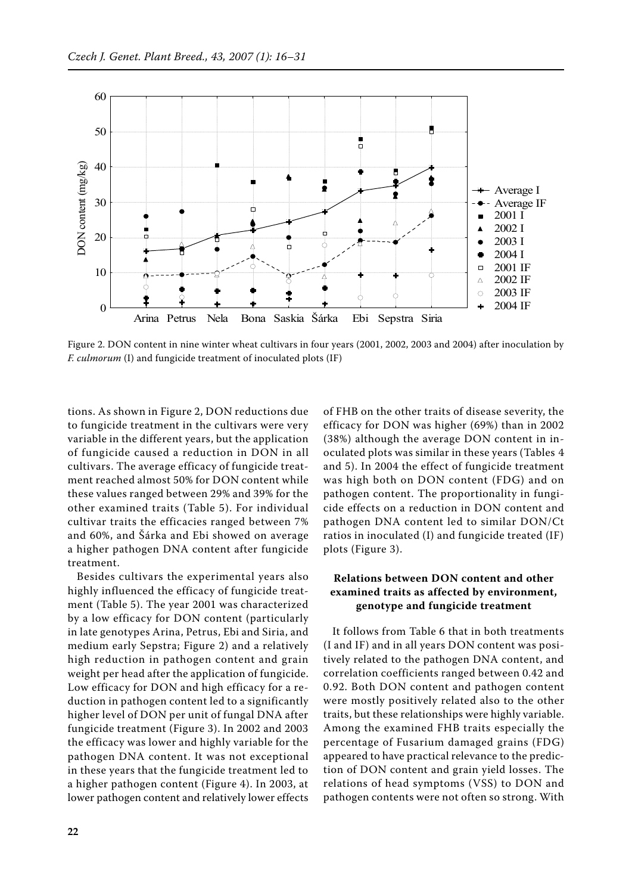Figure 2. DON content in nine winter wheat cultivars in four years (2001, 2002, 2003 and 2004) after inoculation by *F. culmorum* (I) and fungicide treatment of inoculated plots (IF)

tions. As shown in Figure 2, DON reductions due to fungicide treatment in the cultivars were very variable in the different years, but the application of fungicide caused a reduction in DON in all cultivars. The average efficacy of fungicide treatment reached almost 50% for DON content while these values ranged between 29% and 39% for the other examined traits (Table 5). For individual cultivar traits the efficacies ranged between 7% and 60%, and Šárka and Ebi showed on average a higher pathogen DNA content after fungicide treatment.

Besides cultivars the experimental years also highly influenced the efficacy of fungicide treatment (Table 5). The year 2001 was characterized by a low efficacy for DON content (particularly in late genotypes Arina, Petrus, Ebi and Siria, and medium early Sepstra; Figure 2) and a relatively high reduction in pathogen content and grain weight per head after the application of fungicide. Low efficacy for DON and high efficacy for a reduction in pathogen content led to a significantly higher level of DON per unit of fungal DNA after fungicide treatment (Figure 3). In 2002 and 2003 the efficacy was lower and highly variable for the pathogen DNA content. It was not exceptional in these years that the fungicide treatment led to a higher pathogen content (Figure 4). In 2003, at lower pathogen content and relatively lower effects of FHB on the other traits of disease severity, the efficacy for DON was higher (69%) than in 2002 (38%) although the average DON content in inoculated plots was similar in these years (Tables 4 and 5). In 2004 the effect of fungicide treatment was high both on DON content (FDG) and on pathogen content. The proportionality in fungicide effects on a reduction in DON content and pathogen DNA content led to similar DON/Ct ratios in inoculated (I) and fungicide treated (IF) plots (Figure 3).

### Relations between DON content and other examined traits as affected by environment, genotype and fungicide treatment

It follows from Table 6 that in both treatments (I and IF) and in all years DON content was positively related to the pathogen DNA content, and correlation coefficients ranged between 0.42 and 0.92. Both DON content and pathogen content were mostly positively related also to the other traits, but these relationships were highly variable. Among the examined FHB traits especially the percentage of Fusarium damaged grains (FDG) appeared to have practical relevance to the prediction of DON content and grain yield losses. The relations of head symptoms (VSS) to DON and pathogen contents were not often so strong. With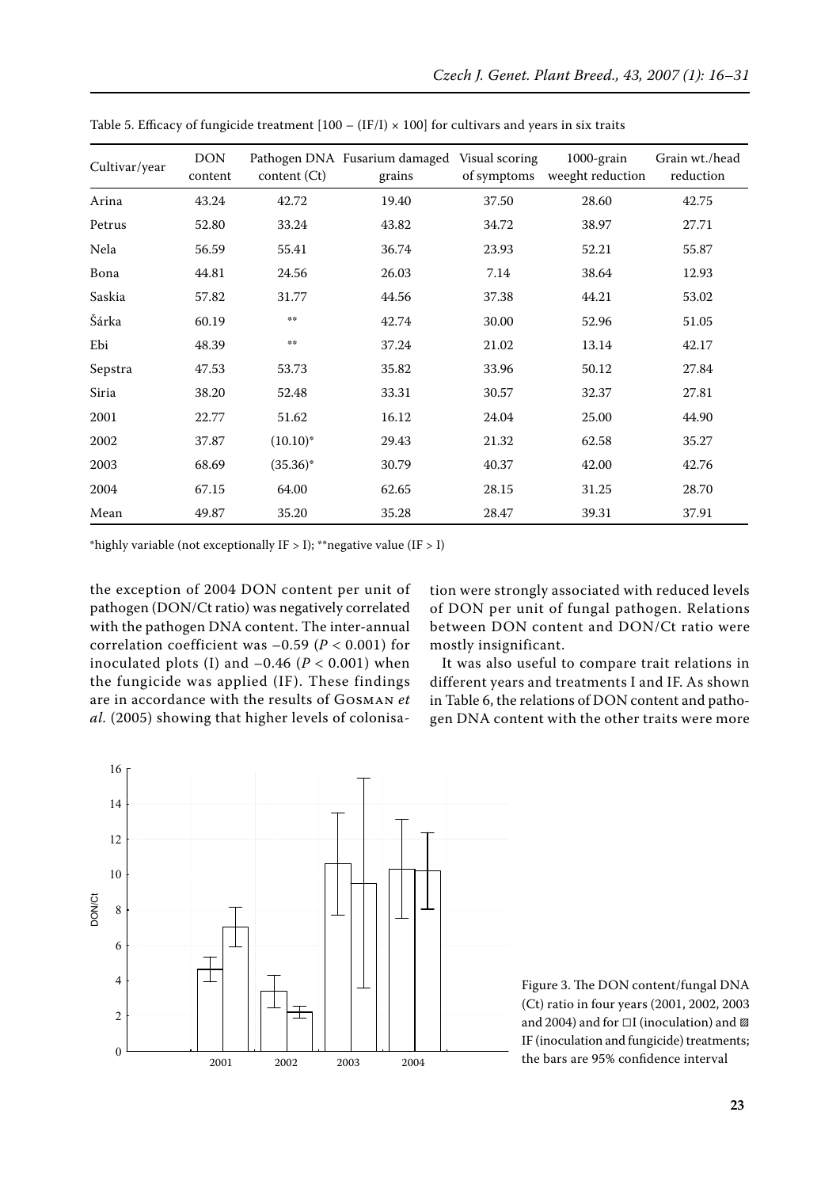Table 5. Efficacy of fungicide treatment [100 – (IF/I) × 100] for cultivars and years in six traits

| Cultivar/year | DON content | Pathogen DNA content (Ct) | Fusarium damaged grains | Visual scoring of symptoms | 1000-grain weeght reduction | Grain wt./head reduction |
|---|---|---|---|---|---|---|
| Arina | 43.24 | 42.72 | 19.40 | 37.50 | 28.60 | 42.75 |
| Petrus | 52.80 | 33.24 | 43.82 | 34.72 | 38.97 | 27.71 |
| Nela | 56.59 | 55.41 | 36.74 | 23.93 | 52.21 | 55.87 |
| Bona | 44.81 | 24.56 | 26.03 | 7.14 | 38.64 | 12.93 |
| Saskia | 57.82 | 31.77 | 44.56 | 37.38 | 44.21 | 53.02 |
| Šárka | 60.19 | ** | 42.74 | 30.00 | 52.96 | 51.05 |
| Ebi | 48.39 | ** | 37.24 | 21.02 | 13.14 | 42.17 |
| Sepstra | 47.53 | 53.73 | 35.82 | 33.96 | 50.12 | 27.84 |
| Siria | 38.20 | 52.48 | 33.31 | 30.57 | 32.37 | 27.81 |
| 2001 | 22.77 | 51.62 | 16.12 | 24.04 | 25.00 | 44.90 |
| 2002 | 37.87 | (10.10)* | 29.43 | 21.32 | 62.58 | 35.27 |
| 2003 | 68.69 | (35.36)* | 30.79 | 40.37 | 42.00 | 42.76 |
| 2004 | 67.15 | 64.00 | 62.65 | 28.15 | 31.25 | 28.70 |
| Mean | 49.87 | 35.20 | 35.28 | 28.47 | 39.31 | 37.91 |

*highly variable (not exceptionally IF > I); **negative value (IF > I)

the exception of 2004 DON content per unit of pathogen (DON/Ct ratio) was negatively correlated with the pathogen DNA content. The inter-annual correlation coefficient was –0.59 ($P < 0.001$) for inoculated plots (I) and –0.46 ($P < 0.001$) when the fungicide was applied (IF). These findings are in accordance with the results of Gosman *et al.* (2005) showing that higher levels of colonisation were strongly associated with reduced levels of DON per unit of fungal pathogen. Relations between DON content and DON/Ct ratio were mostly insignificant.

It was also useful to compare trait relations in different years and treatments I and IF. As shown in Table 6, the relations of DON content and pathogen DNA content with the other traits were more

Figure 3. The DON content/fungal DNA (Ct) ratio in four years (2001, 2002, 2003 and 2004) and for □I (inoculation) and ▨ IF (inoculation and fungicide) treatments; the bars are 95% confidence interval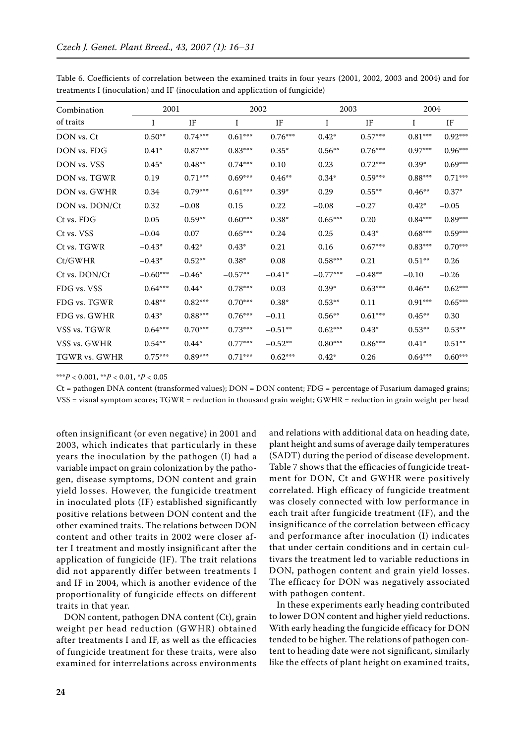Table 6. Coefficients of correlation between the examined traits in four years (2001, 2002, 2003 and 2004) and for treatments I (inoculation) and IF (inoculation and application of fungicide)

| Combination of traits | 2001 | | 2002 | | 2003 | | 2004 | |
|---|---|---|---|---|---|---|---|---|
| | I | IF | I | IF | I | IF | I | IF |
| DON vs. Ct | 0.50** | 0.74*** | 0.61*** | 0.76*** | 0.42* | 0.57*** | 0.81*** | 0.92*** |
| DON vs. FDG | 0.41* | 0.87*** | 0.83*** | 0.35* | 0.56** | 0.76*** | 0.97*** | 0.96*** |
| DON vs. VSS | 0.45* | 0.48** | 0.74*** | 0.10 | 0.23 | 0.72*** | 0.39* | 0.69*** |
| DON vs. TGWR | 0.19 | 0.71*** | 0.69*** | 0.46** | 0.34* | 0.59*** | 0.88*** | 0.71*** |
| DON vs. GWHR | 0.34 | 0.79*** | 0.61*** | 0.39* | 0.29 | 0.55** | 0.46** | 0.37* |
| DON vs. DON/Ct | 0.32 | −0.08 | 0.15 | 0.22 | −0.08 | −0.27 | 0.42* | −0.05 |
| Ct vs. FDG | 0.05 | 0.59** | 0.60*** | 0.38* | 0.65*** | 0.20 | 0.84*** | 0.89*** |
| Ct vs. VSS | −0.04 | 0.07 | 0.65*** | 0.24 | 0.25 | 0.43* | 0.68*** | 0.59*** |
| Ct vs. TGWR | −0.43* | 0.42* | 0.43* | 0.21 | 0.16 | 0.67*** | 0.83*** | 0.70*** |
| Ct/GWHR | −0.43* | 0.52** | 0.38* | 0.08 | 0.58*** | 0.21 | 0.51** | 0.26 |
| Ct vs. DON/Ct | −0.60*** | −0.46* | −0.57** | −0.41* | −0.77*** | −0.48** | −0.10 | −0.26 |
| FDG vs. VSS | 0.64*** | 0.44* | 0.78*** | 0.03 | 0.39* | 0.63*** | 0.46** | 0.62*** |
| FDG vs. TGWR | 0.48** | 0.82*** | 0.70*** | 0.38* | 0.53** | 0.11 | 0.91*** | 0.65*** |
| FDG vs. GWHR | 0.43* | 0.88*** | 0.76*** | −0.11 | 0.56** | 0.61*** | 0.45** | 0.30 |
| VSS vs. TGWR | 0.64*** | 0.70*** | 0.73*** | −0.51** | 0.62*** | 0.43* | 0.53** | 0.53** |
| VSS vs. GWHR | 0.54** | 0.44* | 0.77*** | −0.52** | 0.80*** | 0.86*** | 0.41* | 0.51** |
| TGWR vs. GWHR | 0.75*** | 0.89*** | 0.71*** | 0.62*** | 0.42* | 0.26 | 0.64*** | 0.60*** |

***$P < 0.001$, **$P < 0.01$, *$P < 0.05$

Ct = pathogen DNA content (transformed values); DON = DON content; FDG = percentage of Fusarium damaged grains; VSS = visual symptom scores; TGWR = reduction in thousand grain weight; GWHR = reduction in grain weight per head

often insignificant (or even negative) in 2001 and 2003, which indicates that particularly in these years the inoculation by the pathogen (I) had a variable impact on grain colonization by the pathogen, disease symptoms, DON content and grain yield losses. However, the fungicide treatment in inoculated plots (IF) established significantly positive relations between DON content and the other examined traits. The relations between DON content and other traits in 2002 were closer after I treatment and mostly insignificant after the application of fungicide (IF). The trait relations did not apparently differ between treatments I and IF in 2004, which is another evidence of the proportionality of fungicide effects on different traits in that year.

DON content, pathogen DNA content (Ct), grain weight per head reduction (GWHR) obtained after treatments I and IF, as well as the efficacies of fungicide treatment for these traits, were also examined for interrelations across environments and relations with additional data on heading date, plant height and sums of average daily temperatures (SADT) during the period of disease development. Table 7 shows that the efficacies of fungicide treatment for DON, Ct and GWHR were positively correlated. High efficacy of fungicide treatment was closely connected with low performance in each trait after fungicide treatment (IF), and the insignificance of the correlation between efficacy and performance after inoculation (I) indicates that under certain conditions and in certain cultivars the treatment led to variable reductions in DON, pathogen content and grain yield losses. The efficacy for DON was negatively associated with pathogen content.

In these experiments early heading contributed to lower DON content and higher yield reductions. With early heading the fungicide efficacy for DON tended to be higher. The relations of pathogen content to heading date were not significant, similarly like the effects of plant height on examined traits,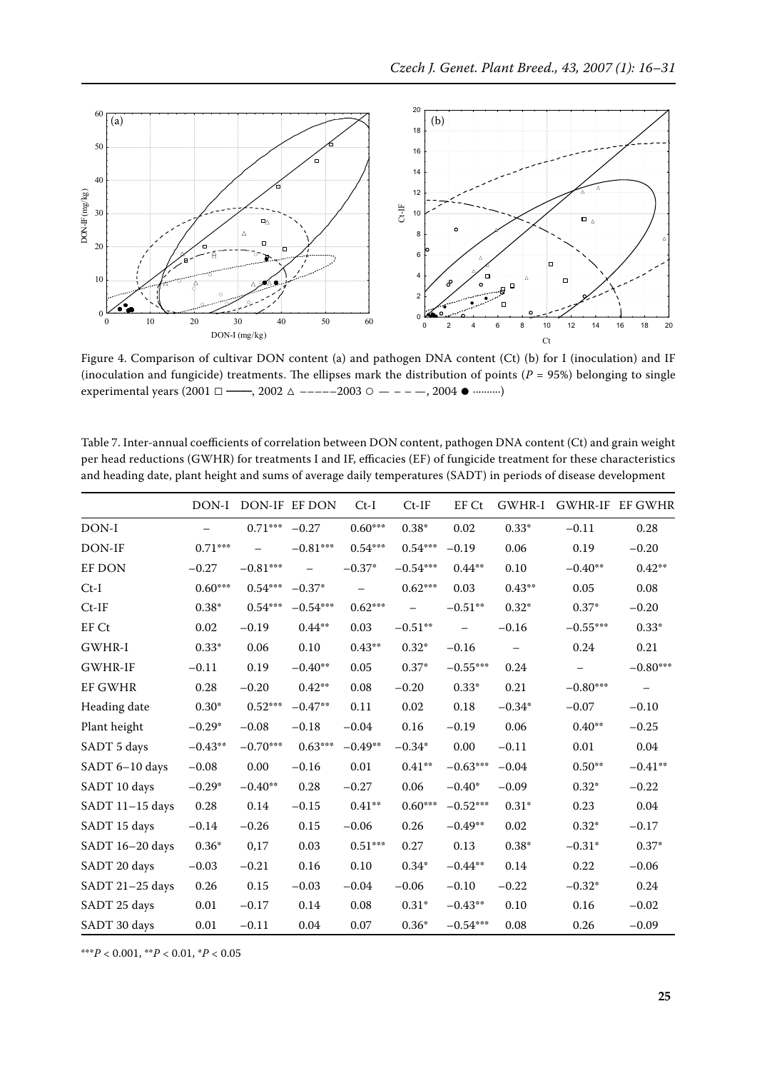Figure 4. Comparison of cultivar DON content (a) and pathogen DNA content (Ct) (b) for I (inoculation) and IF (inoculation and fungicide) treatments. The ellipses mark the distribution of points ($P$ = 95%) belonging to single experimental years (2001 □ ——, 2002 △ – – – – –2003 ○ — — — —, 2004 ● ··········)

Table 7. Inter-annual coefficients of correlation between DON content, pathogen DNA content (Ct) and grain weight per head reductions (GWHR) for treatments I and IF, efficacies (EF) of fungicide treatment for these characteristics and heading date, plant height and sums of average daily temperatures (SADT) in periods of disease development

| | DON-I | DON-IF | EF DON | Ct-I | Ct-IF | EF Ct | GWHR-I | GWHR-IF | EF GWHR |
|---|---|---|---|---|---|---|---|---|---|
| DON-I | – | 0.71*** | −0.27 | 0.60*** | 0.38* | 0.02 | 0.33* | −0.11 | 0.28 |
| DON-IF | 0.71*** | – | −0.81*** | 0.54*** | 0.54*** | −0.19 | 0.06 | 0.19 | −0.20 |
| EF DON | −0.27 | −0.81*** | – | −0.37* | −0.54*** | 0.44** | 0.10 | −0.40** | 0.42** |
| Ct-I | 0.60*** | 0.54*** | −0.37* | – | 0.62*** | 0.03 | 0.43** | 0.05 | 0.08 |
| Ct-IF | 0.38* | 0.54*** | −0.54*** | 0.62*** | – | −0.51** | 0.32* | 0.37* | −0.20 |
| EF Ct | 0.02 | −0.19 | 0.44** | 0.03 | −0.51** | – | −0.16 | −0.55*** | 0.33* |
| GWHR-I | 0.33* | 0.06 | 0.10 | 0.43** | 0.32* | −0.16 | – | 0.24 | 0.21 |
| GWHR-IF | −0.11 | 0.19 | −0.40** | 0.05 | 0.37* | −0.55*** | 0.24 | – | −0.80*** |
| EF GWHR | 0.28 | −0.20 | 0.42** | 0.08 | −0.20 | 0.33* | 0.21 | −0.80*** | – |
| Heading date | 0.30* | 0.52*** | −0.47** | 0.11 | 0.02 | 0.18 | −0.34* | −0.07 | −0.10 |
| Plant height | −0.29* | −0.08 | −0.18 | −0.04 | 0.16 | −0.19 | 0.06 | 0.40** | −0.25 |
| SADT 5 days | −0.43** | −0.70*** | 0.63*** | −0.49** | −0.34* | 0.00 | −0.11 | 0.01 | 0.04 |
| SADT 6–10 days | −0.08 | 0.00 | −0.16 | 0.01 | 0.41** | −0.63*** | −0.04 | 0.50** | −0.41** |
| SADT 10 days | −0.29* | −0.40** | 0.28 | −0.27 | 0.06 | −0.40* | −0.09 | 0.32* | −0.22 |
| SADT 11–15 days | 0.28 | 0.14 | −0.15 | 0.41** | 0.60*** | −0.52*** | 0.31* | 0.23 | 0.04 |
| SADT 15 days | −0.14 | −0.26 | 0.15 | −0.06 | 0.26 | −0.49** | 0.02 | 0.32* | −0.17 |
| SADT 16–20 days | 0.36* | 0,17 | 0.03 | 0.51*** | 0.27 | 0.13 | 0.38* | −0.31* | 0.37* |
| SADT 20 days | −0.03 | −0.21 | 0.16 | 0.10 | 0.34* | −0.44** | 0.14 | 0.22 | −0.06 |
| SADT 21–25 days | 0.26 | 0.15 | −0.03 | −0.04 | −0.06 | −0.10 | −0.22 | −0.32* | 0.24 |
| SADT 25 days | 0.01 | −0.17 | 0.14 | 0.08 | 0.31* | −0.43** | 0.10 | 0.16 | −0.02 |
| SADT 30 days | 0.01 | −0.11 | 0.04 | 0.07 | 0.36* | −0.54*** | 0.08 | 0.26 | −0.09 |

***$P$ < 0.001, **$P$ < 0.01, *$P$ < 0.05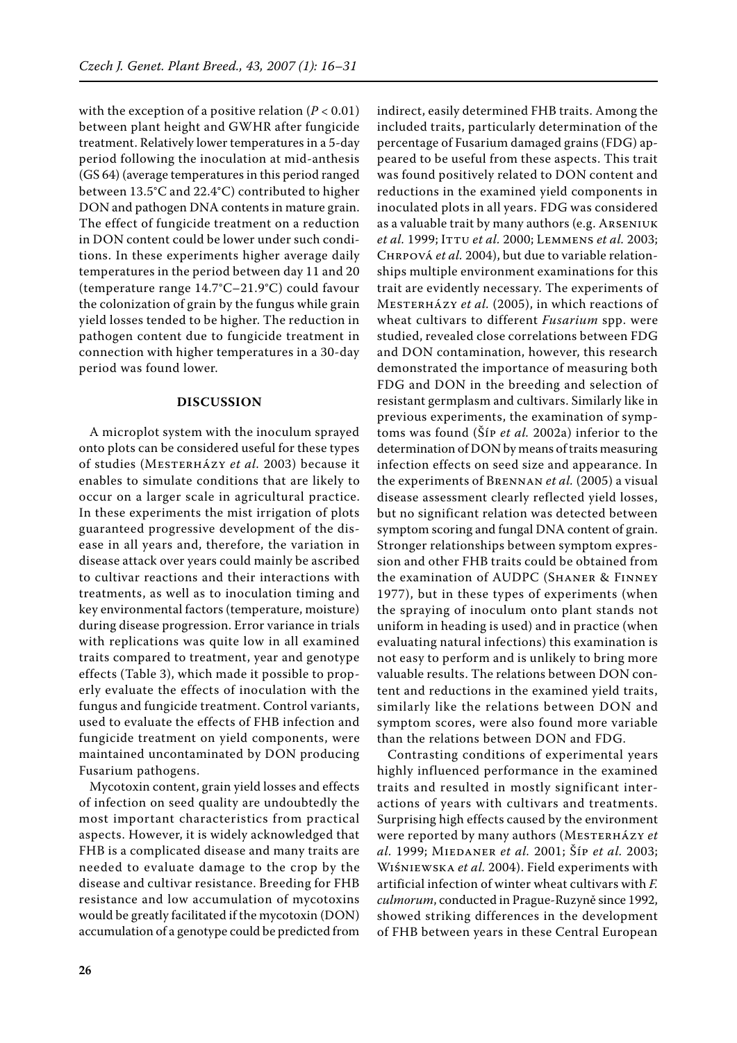with the exception of a positive relation ($P < 0.01$) between plant height and GWHR after fungicide treatment. Relatively lower temperatures in a 5-day period following the inoculation at mid-anthesis (GS 64) (average temperatures in this period ranged between 13.5°C and 22.4°C) contributed to higher DON and pathogen DNA contents in mature grain. The effect of fungicide treatment on a reduction in DON content could be lower under such conditions. In these experiments higher average daily temperatures in the period between day 11 and 20 (temperature range 14.7°C–21.9°C) could favour the colonization of grain by the fungus while grain yield losses tended to be higher. The reduction in pathogen content due to fungicide treatment in connection with higher temperatures in a 30-day period was found lower.

## DISCUSSION

A microplot system with the inoculum sprayed onto plots can be considered useful for these types of studies (Mesterházy *et al.* 2003) because it enables to simulate conditions that are likely to occur on a larger scale in agricultural practice. In these experiments the mist irrigation of plots guaranteed progressive development of the disease in all years and, therefore, the variation in disease attack over years could mainly be ascribed to cultivar reactions and their interactions with treatments, as well as to inoculation timing and key environmental factors (temperature, moisture) during disease progression. Error variance in trials with replications was quite low in all examined traits compared to treatment, year and genotype effects (Table 3), which made it possible to properly evaluate the effects of inoculation with the fungus and fungicide treatment. Control variants, used to evaluate the effects of FHB infection and fungicide treatment on yield components, were maintained uncontaminated by DON producing Fusarium pathogens.

Mycotoxin content, grain yield losses and effects of infection on seed quality are undoubtedly the most important characteristics from practical aspects. However, it is widely acknowledged that FHB is a complicated disease and many traits are needed to evaluate damage to the crop by the disease and cultivar resistance. Breeding for FHB resistance and low accumulation of mycotoxins would be greatly facilitated if the mycotoxin (DON) accumulation of a genotype could be predicted from indirect, easily determined FHB traits. Among the included traits, particularly determination of the percentage of Fusarium damaged grains (FDG) appeared to be useful from these aspects. This trait was found positively related to DON content and reductions in the examined yield components in inoculated plots in all years. FDG was considered as a valuable trait by many authors (e.g. Arseniuk *et al.* 1999; Ittu *et al.* 2000; Lemmens *et al.* 2003; Chrpová *et al.* 2004), but due to variable relationships multiple environment examinations for this trait are evidently necessary. The experiments of Mesterházy *et al.* (2005), in which reactions of wheat cultivars to different *Fusarium* spp. were studied, revealed close correlations between FDG and DON contamination, however, this research demonstrated the importance of measuring both FDG and DON in the breeding and selection of resistant germplasm and cultivars. Similarly like in previous experiments, the examination of symptoms was found (Šíp *et al.* 2002a) inferior to the determination of DON by means of traits measuring infection effects on seed size and appearance. In the experiments of Brennan *et al.* (2005) a visual disease assessment clearly reflected yield losses, but no significant relation was detected between symptom scoring and fungal DNA content of grain. Stronger relationships between symptom expression and other FHB traits could be obtained from the examination of AUDPC (Shaner & Finney 1977), but in these types of experiments (when the spraying of inoculum onto plant stands not uniform in heading is used) and in practice (when evaluating natural infections) this examination is not easy to perform and is unlikely to bring more valuable results. The relations between DON content and reductions in the examined yield traits, similarly like the relations between DON and symptom scores, were also found more variable than the relations between DON and FDG.

Contrasting conditions of experimental years highly influenced performance in the examined traits and resulted in mostly significant interactions of years with cultivars and treatments. Surprising high effects caused by the environment were reported by many authors (Mesterházy *et al.* 1999; Miedaner *et al.* 2001; Šíp *et al.* 2003; Wiśniewska *et al.* 2004). Field experiments with artificial infection of winter wheat cultivars with *F. culmorum*, conducted in Prague-Ruzyně since 1992, showed striking differences in the development of FHB between years in these Central European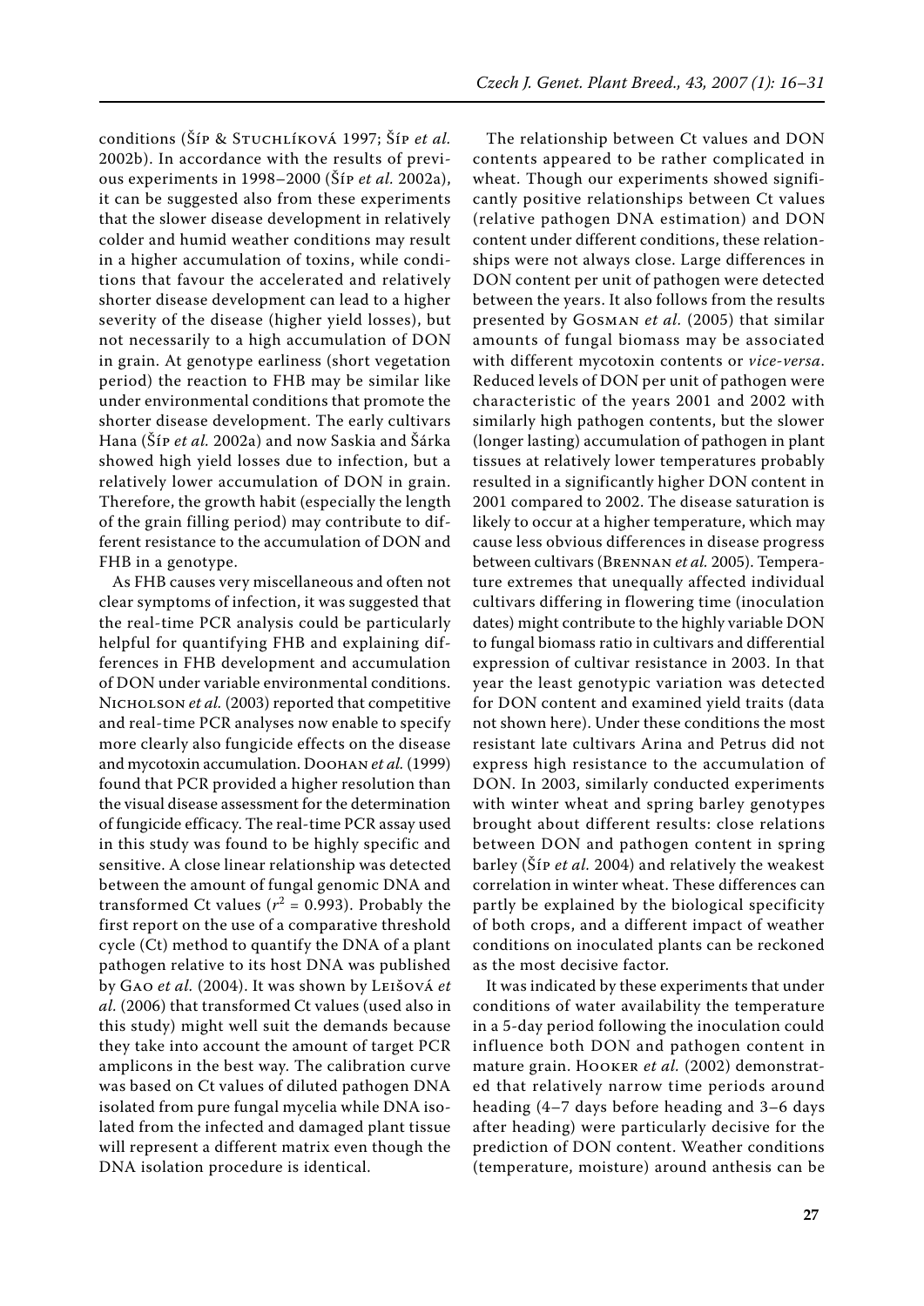conditions (Šíp & Stuchlíková 1997; Šíp *et al.* 2002b). In accordance with the results of previous experiments in 1998–2000 (Šíp *et al.* 2002a), it can be suggested also from these experiments that the slower disease development in relatively colder and humid weather conditions may result in a higher accumulation of toxins, while conditions that favour the accelerated and relatively shorter disease development can lead to a higher severity of the disease (higher yield losses), but not necessarily to a high accumulation of DON in grain. At genotype earliness (short vegetation period) the reaction to FHB may be similar like under environmental conditions that promote the shorter disease development. The early cultivars Hana (Šíp *et al.* 2002a) and now Saskia and Šárka showed high yield losses due to infection, but a relatively lower accumulation of DON in grain. Therefore, the growth habit (especially the length of the grain filling period) may contribute to different resistance to the accumulation of DON and FHB in a genotype.

As FHB causes very miscellaneous and often not clear symptoms of infection, it was suggested that the real-time PCR analysis could be particularly helpful for quantifying FHB and explaining differences in FHB development and accumulation of DON under variable environmental conditions. Nicholson *et al.* (2003) reported that competitive and real-time PCR analyses now enable to specify more clearly also fungicide effects on the disease and mycotoxin accumulation. Doohan *et al.* (1999) found that PCR provided a higher resolution than the visual disease assessment for the determination of fungicide efficacy. The real-time PCR assay used in this study was found to be highly specific and sensitive. A close linear relationship was detected between the amount of fungal genomic DNA and transformed Ct values ($r^2 = 0.993$). Probably the first report on the use of a comparative threshold cycle (Ct) method to quantify the DNA of a plant pathogen relative to its host DNA was published by Gao *et al.* (2004). It was shown by Leišová *et al.* (2006) that transformed Ct values (used also in this study) might well suit the demands because they take into account the amount of target PCR amplicons in the best way. The calibration curve was based on Ct values of diluted pathogen DNA isolated from pure fungal mycelia while DNA isolated from the infected and damaged plant tissue will represent a different matrix even though the DNA isolation procedure is identical.

The relationship between Ct values and DON contents appeared to be rather complicated in wheat. Though our experiments showed significantly positive relationships between Ct values (relative pathogen DNA estimation) and DON content under different conditions, these relationships were not always close. Large differences in DON content per unit of pathogen were detected between the years. It also follows from the results presented by Gosman *et al.* (2005) that similar amounts of fungal biomass may be associated with different mycotoxin contents or *vice-versa*. Reduced levels of DON per unit of pathogen were characteristic of the years 2001 and 2002 with similarly high pathogen contents, but the slower (longer lasting) accumulation of pathogen in plant tissues at relatively lower temperatures probably resulted in a significantly higher DON content in 2001 compared to 2002. The disease saturation is likely to occur at a higher temperature, which may cause less obvious differences in disease progress between cultivars (Brennan *et al.* 2005). Temperature extremes that unequally affected individual cultivars differing in flowering time (inoculation dates) might contribute to the highly variable DON to fungal biomass ratio in cultivars and differential expression of cultivar resistance in 2003. In that year the least genotypic variation was detected for DON content and examined yield traits (data not shown here). Under these conditions the most resistant late cultivars Arina and Petrus did not express high resistance to the accumulation of DON. In 2003, similarly conducted experiments with winter wheat and spring barley genotypes brought about different results: close relations between DON and pathogen content in spring barley (Šíp *et al.* 2004) and relatively the weakest correlation in winter wheat. These differences can partly be explained by the biological specificity of both crops, and a different impact of weather conditions on inoculated plants can be reckoned as the most decisive factor.

It was indicated by these experiments that under conditions of water availability the temperature in a 5-day period following the inoculation could influence both DON and pathogen content in mature grain. Hooker *et al.* (2002) demonstrated that relatively narrow time periods around heading (4–7 days before heading and 3–6 days after heading) were particularly decisive for the prediction of DON content. Weather conditions (temperature, moisture) around anthesis can be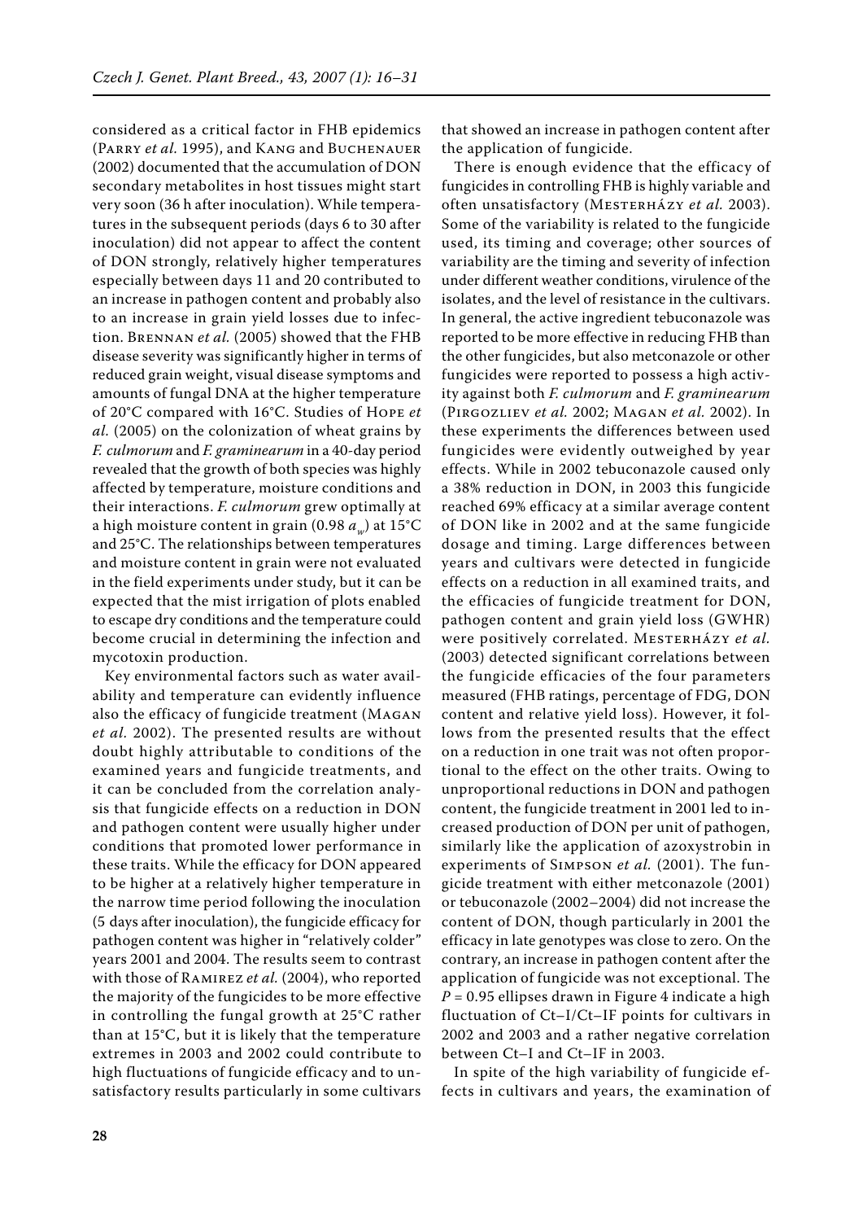considered as a critical factor in FHB epidemics (Parry *et al.* 1995), and Kang and Buchenauer (2002) documented that the accumulation of DON secondary metabolites in host tissues might start very soon (36 h after inoculation). While temperatures in the subsequent periods (days 6 to 30 after inoculation) did not appear to affect the content of DON strongly, relatively higher temperatures especially between days 11 and 20 contributed to an increase in pathogen content and probably also to an increase in grain yield losses due to infection. Brennan *et al.* (2005) showed that the FHB disease severity was significantly higher in terms of reduced grain weight, visual disease symptoms and amounts of fungal DNA at the higher temperature of 20°C compared with 16°C. Studies of Hope *et al.* (2005) on the colonization of wheat grains by *F. culmorum* and *F. graminearum* in a 40-day period revealed that the growth of both species was highly affected by temperature, moisture conditions and their interactions. *F. culmorum* grew optimally at a high moisture content in grain (0.98 $a_w$) at 15°C and 25°C. The relationships between temperatures and moisture content in grain were not evaluated in the field experiments under study, but it can be expected that the mist irrigation of plots enabled to escape dry conditions and the temperature could become crucial in determining the infection and mycotoxin production.

Key environmental factors such as water availability and temperature can evidently influence also the efficacy of fungicide treatment (Magan *et al.* 2002). The presented results are without doubt highly attributable to conditions of the examined years and fungicide treatments, and it can be concluded from the correlation analysis that fungicide effects on a reduction in DON and pathogen content were usually higher under conditions that promoted lower performance in these traits. While the efficacy for DON appeared to be higher at a relatively higher temperature in the narrow time period following the inoculation (5 days after inoculation), the fungicide efficacy for pathogen content was higher in "relatively colder" years 2001 and 2004. The results seem to contrast with those of Ramirez *et al.* (2004), who reported the majority of the fungicides to be more effective in controlling the fungal growth at 25°C rather than at 15°C, but it is likely that the temperature extremes in 2003 and 2002 could contribute to high fluctuations of fungicide efficacy and to unsatisfactory results particularly in some cultivars that showed an increase in pathogen content after the application of fungicide.

There is enough evidence that the efficacy of fungicides in controlling FHB is highly variable and often unsatisfactory (Mesterházy *et al.* 2003). Some of the variability is related to the fungicide used, its timing and coverage; other sources of variability are the timing and severity of infection under different weather conditions, virulence of the isolates, and the level of resistance in the cultivars. In general, the active ingredient tebuconazole was reported to be more effective in reducing FHB than the other fungicides, but also metconazole or other fungicides were reported to possess a high activity against both *F. culmorum* and *F. graminearum* (Pirgozliev *et al.* 2002; Magan *et al.* 2002). In these experiments the differences between used fungicides were evidently outweighed by year effects. While in 2002 tebuconazole caused only a 38% reduction in DON, in 2003 this fungicide reached 69% efficacy at a similar average content of DON like in 2002 and at the same fungicide dosage and timing. Large differences between years and cultivars were detected in fungicide effects on a reduction in all examined traits, and the efficacies of fungicide treatment for DON, pathogen content and grain yield loss (GWHR) were positively correlated. Mesterházy *et al.* (2003) detected significant correlations between the fungicide efficacies of the four parameters measured (FHB ratings, percentage of FDG, DON content and relative yield loss). However, it follows from the presented results that the effect on a reduction in one trait was not often proportional to the effect on the other traits. Owing to unproportional reductions in DON and pathogen content, the fungicide treatment in 2001 led to increased production of DON per unit of pathogen, similarly like the application of azoxystrobin in experiments of Simpson *et al.* (2001). The fungicide treatment with either metconazole (2001) or tebuconazole (2002–2004) did not increase the content of DON, though particularly in 2001 the efficacy in late genotypes was close to zero. On the contrary, an increase in pathogen content after the application of fungicide was not exceptional. The $P = 0.95$ ellipses drawn in Figure 4 indicate a high fluctuation of Ct–I/Ct–IF points for cultivars in 2002 and 2003 and a rather negative correlation between Ct–I and Ct–IF in 2003.

In spite of the high variability of fungicide effects in cultivars and years, the examination of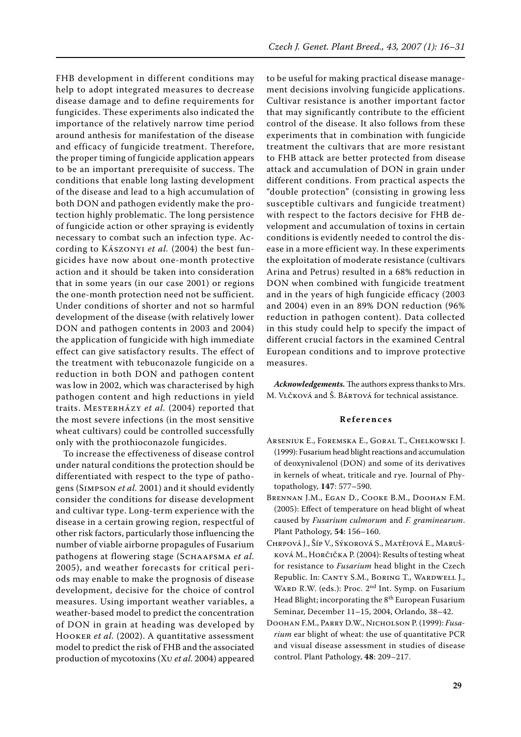FHB development in different conditions may help to adopt integrated measures to decrease disease damage and to define requirements for fungicides. These experiments also indicated the importance of the relatively narrow time period around anthesis for manifestation of the disease and efficacy of fungicide treatment. Therefore, the proper timing of fungicide application appears to be an important prerequisite of success. The conditions that enable long lasting development of the disease and lead to a high accumulation of both DON and pathogen evidently make the protection highly problematic. The long persistence of fungicide action or other spraying is evidently necessary to combat such an infection type. According to Kászonyi *et al.* (2004) the best fungicides have now about one-month protective action and it should be taken into consideration that in some years (in our case 2001) or regions the one-month protection need not be sufficient. Under conditions of shorter and not so harmful development of the disease (with relatively lower DON and pathogen contents in 2003 and 2004) the application of fungicide with high immediate effect can give satisfactory results. The effect of the treatment with tebuconazole fungicide on a reduction in both DON and pathogen content was low in 2002, which was characterised by high pathogen content and high reductions in yield traits. Mesterházy *et al.* (2004) reported that the most severe infections (in the most sensitive wheat cultivars) could be controlled successfully only with the prothioconazole fungicides.

To increase the effectiveness of disease control under natural conditions the protection should be differentiated with respect to the type of pathogens (Simpson *et al.* 2001) and it should evidently consider the conditions for disease development and cultivar type. Long-term experience with the disease in a certain growing region, respectful of other risk factors, particularly those influencing the number of viable airborne propagules of Fusarium pathogens at flowering stage (Schaafsma *et al.* 2005), and weather forecasts for critical periods may enable to make the prognosis of disease development, decisive for the choice of control measures. Using important weather variables, a weather-based model to predict the concentration of DON in grain at heading was developed by Hooker *et al.* (2002). A quantitative assessment model to predict the risk of FHB and the associated production of mycotoxins (Xu *et al.* 2004) appeared to be useful for making practical disease management decisions involving fungicide applications. Cultivar resistance is another important factor that may significantly contribute to the efficient control of the disease. It also follows from these experiments that in combination with fungicide treatment the cultivars that are more resistant to FHB attack are better protected from disease attack and accumulation of DON in grain under different conditions. From practical aspects the "double protection" (consisting in growing less susceptible cultivars and fungicide treatment) with respect to the factors decisive for FHB development and accumulation of toxins in certain conditions is evidently needed to control the disease in a more efficient way. In these experiments the exploitation of moderate resistance (cultivars Arina and Petrus) resulted in a 68% reduction in DON when combined with fungicide treatment and in the years of high fungicide efficacy (2003 and 2004) even in an 89% DON reduction (96% reduction in pathogen content). Data collected in this study could help to specify the impact of different crucial factors in the examined Central European conditions and to improve protective measures.

***Acknowledgements.*** The authors express thanks to Mrs. M. Vlčková and Š. Bártová for technical assistance.

## References

Arseniuk E., Foremska E., Goral T., Chelkowski J. (1999): Fusarium head blight reactions and accumulation of deoxynivalenol (DON) and some of its derivatives in kernels of wheat, triticale and rye. Journal of Phytopathology, **147**: 577–590.

Brennan J.M., Egan D., Cooke B.M., Doohan F.M. (2005): Effect of temperature on head blight of wheat caused by *Fusarium culmorum* and *F. graminearum*. Plant Pathology, **54**: 156–160.

Chrpová J., Šíp V., Sýkorová S., Matějová E., Marušková M., Horčička P. (2004): Results of testing wheat for resistance to *Fusarium* head blight in the Czech Republic. In: Canty S.M., Boring T., Wardwell J., Ward R.W. (eds.): Proc. 2nd Int. Symp. on Fusarium Head Blight; incorporating the 8th European Fusarium Seminar, December 11–15, 2004, Orlando, 38–42.

Doohan F.M., Parry D.W., Nicholson P. (1999): *Fusarium* ear blight of wheat: the use of quantitative PCR and visual disease assessment in studies of disease control. Plant Pathology, **48**: 209–217.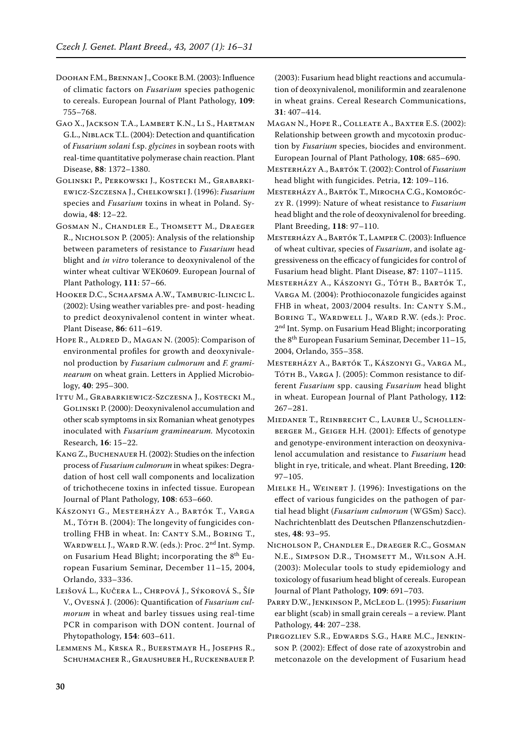Doohan F.M., Brennan J., Cooke B.M. (2003): Influence of climatic factors on *Fusarium* species pathogenic to cereals. European Journal of Plant Pathology, **109**: 755–768.

Gao X., Jackson T.A., Lambert K.N., Li S., Hartman G.L., Niblack T.L. (2004): Detection and quantification of *Fusarium solani* f.sp. *glycines* in soybean roots with real-time quantitative polymerase chain reaction. Plant Disease, **88**: 1372–1380.

Golinski P., Perkowski J., Kostecki M., Grabarkiewicz-Szczesna J., Chelkowski J. (1996): *Fusarium* species and *Fusarium* toxins in wheat in Poland. Sydowia, **48**: 12–22.

Gosman N., Chandler E., Thomsett M., Draeger R., Nicholson P. (2005): Analysis of the relationship between parameters of resistance to *Fusarium* head blight and *in vitro* tolerance to deoxynivalenol of the winter wheat cultivar WEK0609. European Journal of Plant Pathology, **111**: 57–66.

Hooker D.C., Schaafsma A.W., Tamburic-Ilincic L. (2002): Using weather variables pre- and post- heading to predict deoxynivalenol content in winter wheat. Plant Disease, **86**: 611–619.

Hope R., Aldred D., Magan N. (2005): Comparison of environmental profiles for growth and deoxynivalenol production by *Fusarium culmorum* and *F. graminearum* on wheat grain. Letters in Applied Microbiology, **40**: 295–300.

Ittu M., Grabarkiewicz-Szczesna J., Kostecki M., Golinski P. (2000): Deoxynivalenol accumulation and other scab symptoms in six Romanian wheat genotypes inoculated with *Fusarium graminearum.* Mycotoxin Research, **16**: 15–22.

Kang Z., Buchenauer H. (2002): Studies on the infection process of *Fusarium culmorum* in wheat spikes: Degradation of host cell wall components and localization of trichothecene toxins in infected tissue. European Journal of Plant Pathology, **108**: 653–660.

Kászonyi G., Mesterházy A., Bartók T., Varga M., Tóth B. (2004): The longevity of fungicides controlling FHB in wheat. In: Canty S.M., Boring T., Wardwell J., Ward R.W. (eds.): Proc. 2nd Int. Symp. on Fusarium Head Blight; incorporating the 8th European Fusarium Seminar, December 11–15, 2004, Orlando, 333–336.

Leišová L., Kučera L., Chrpová J., Sýkorová S., Šíp V., Ovesná J. (2006): Quantification of *Fusarium culmorum* in wheat and barley tissues using real-time PCR in comparison with DON content. Journal of Phytopathology, **154**: 603–611.

Lemmens M., Krska R., Buerstmayr H., Josephs R., Schuhmacher R., Graushuber H., Ruckenbauer P. (2003): Fusarium head blight reactions and accumulation of deoxynivalenol, moniliformin and zearalenone in wheat grains. Cereal Research Communications, **31**: 407–414.

Magan N., Hope R., Colleate A., Baxter E.S. (2002): Relationship between growth and mycotoxin production by *Fusarium* species, biocides and environment. European Journal of Plant Pathology, **108**: 685–690.

Mesterházy A., Bartók T. (2002): Control of *Fusarium* head blight with fungicides. Petria, **12**: 109–116.

Mesterházy A., Bartók T., Mirocha C.G., Komoróczy R. (1999): Nature of wheat resistance to *Fusarium* head blight and the role of deoxynivalenol for breeding. Plant Breeding, **118**: 97–110.

Mesterházy A., Bartók T., Lamper C. (2003): Influence of wheat cultivar, species of *Fusarium*, and isolate aggressiveness on the efficacy of fungicides for control of Fusarium head blight. Plant Disease, **87**: 1107–1115.

Mesterházy A., Kászonyi G., Tóth B., Bartók T., Varga M. (2004): Prothioconazole fungicides against FHB in wheat, 2003/2004 results. In: Canty S.M., Boring T., Wardwell J., Ward R.W. (eds.): Proc. 2nd Int. Symp. on Fusarium Head Blight; incorporating the 8th European Fusarium Seminar, December 11–15, 2004, Orlando, 355–358.

Mesterházy A., Bartók T., Kászonyi G., Varga M., Tóth B., Varga J. (2005): Common resistance to different *Fusarium* spp. causing *Fusarium* head blight in wheat. European Journal of Plant Pathology, **112**: 267–281.

Miedaner T., Reinbrecht C., Lauber U., Schollenberger M., Geiger H.H. (2001): Effects of genotype and genotype-environment interaction on deoxynivalenol accumulation and resistance to *Fusarium* head blight in rye, triticale, and wheat. Plant Breeding, **120**: 97–105.

Mielke H., Weinert J. (1996): Investigations on the effect of various fungicides on the pathogen of partial head blight (*Fusarium culmorum* (WGSm) Sacc). Nachrichtenblatt des Deutschen Pflanzenschutzdienstes, **48**: 93–95.

Nicholson P., Chandler E., Draeger R.C., Gosman N.E., Simpson D.R., Thomsett M., Wilson A.H. (2003): Molecular tools to study epidemiology and toxicology of fusarium head blight of cereals. European Journal of Plant Pathology, **109**: 691–703.

Parry D.W., Jenkinson P., McLeod L. (1995): *Fusarium* ear blight (scab) in small grain cereals – a review. Plant Pathology, **44**: 207–238.

Pirgozliev S.R., Edwards S.G., Hare M.C., Jenkinson P. (2002): Effect of dose rate of azoxystrobin and metconazole on the development of Fusarium head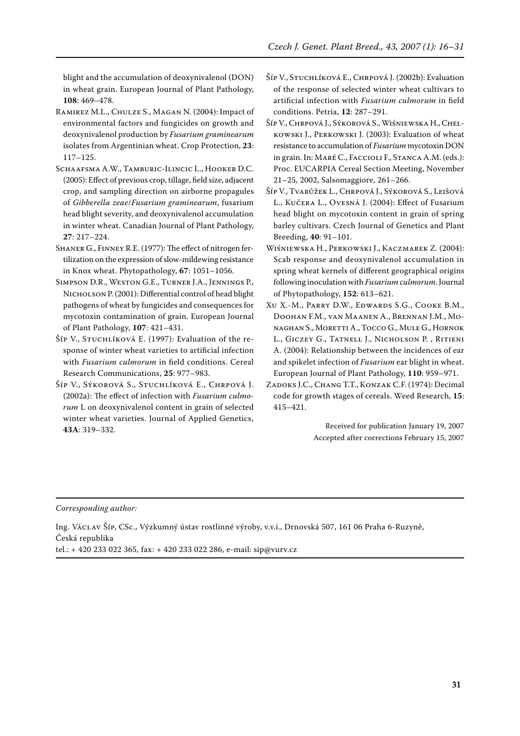blight and the accumulation of deoxynivalenol (DON) in wheat grain. European Journal of Plant Pathology, **108**: 469–478.

Ramirez M.L., Chulze S., Magan N. (2004): Impact of environmental factors and fungicides on growth and deoxynivalenol production by *Fusarium graminearum* isolates from Argentinian wheat. Crop Protection, **23**: 117–125.

Schaafsma A.W., Tamburic-Ilincic L., Hooker D.C. (2005): Effect of previous crop, tillage, field size, adjacent crop, and sampling direction on airborne propagules of *Gibberella zeae*/*Fusarium graminearum*, fusarium head blight severity, and deoxynivalenol accumulation in winter wheat. Canadian Journal of Plant Pathology, **27**: 217–224.

Shaner G., Finney R.E. (1977): The effect of nitrogen fertilization on the expression of slow-mildewing resistance in Knox wheat. Phytopathology, **67**: 1051–1056.

Simpson D.R., Weston G.E., Turner J.A., Jennings P., Nicholson P. (2001): Differential control of head blight pathogens of wheat by fungicides and consequences for mycotoxin contamination of grain. European Journal of Plant Pathology, **107**: 421–431.

Šíp V., Stuchlíková E. (1997): Evaluation of the response of winter wheat varieties to artificial infection with *Fusarium culmorum* in field conditions. Cereal Research Communications, **25**: 977–983.

Šíp V., Sýkorová S., Stuchlíková E., Chrpová J. (2002a): The effect of infection with *Fusarium culmorum* L on deoxynivalenol content in grain of selected winter wheat varieties. Journal of Applied Genetics, **43A**: 319–332.

Šíp V., Stuchlíková E., Chrpová J. (2002b): Evaluation of the response of selected winter wheat cultivars to artificial infection with *Fusarium culmorum* in field conditions. Petria, **12**: 287–291.

Šíp V., Chrpová J., Sýkorová S., Wiśniewska H., Chelkowski J., Perkowski J. (2003): Evaluation of wheat resistance to accumulation of *Fusarium* mycotoxin DON in grain. In: Maré C., Faccioli F., Stanca A.M. (eds.): Proc. EUCARPIA Cereal Section Meeting, November 21–25, 2002, Salsomaggiore, 261–266.

Šíp V., Tvarůžek L., Chrpová J., Sýkorová S., Leišová L., Kučera L., Ovesná J. (2004): Effect of Fusarium head blight on mycotoxin content in grain of spring barley cultivars. Czech Journal of Genetics and Plant Breeding, **40**: 91–101.

Wiśniewska H., Perkowski J., Kaczmarek Z. (2004): Scab response and deoxynivalenol accumulation in spring wheat kernels of different geographical origins following inoculation with *Fusarium culmorum*. Journal of Phytopathology, **152**: 613–621.

Xu X.-M., Parry D.W., Edwards S.G., Cooke B.M., Doohan F.M., van Maanen A., Brennan J.M., Monaghan S., Moretti A., Tocco G., Mule G., Hornok L., Giczey G., Tatnell J., Nicholson P. , Ritieni A. (2004): Relationship between the incidences of ear and spikelet infection of *Fusarium* ear blight in wheat. European Journal of Plant Pathology, **110**: 959–971.

Zadoks J.C., Chang T.T., Konzak C.F. (1974): Decimal code for growth stages of cereals. Weed Research, **15**: 415–421.

Received for publication January 19, 2007
Accepted after corrections February 15, 2007

*Corresponding author:*

Ing. Václav Šíp, CSc., Výzkumný ústav rostlinné výroby, v.v.i., Drnovská 507, 161 06 Praha 6-Ruzyně, Česká republika
tel.: + 420 233 022 365, fax: + 420 233 022 286, e-mail: sip@vurv.cz